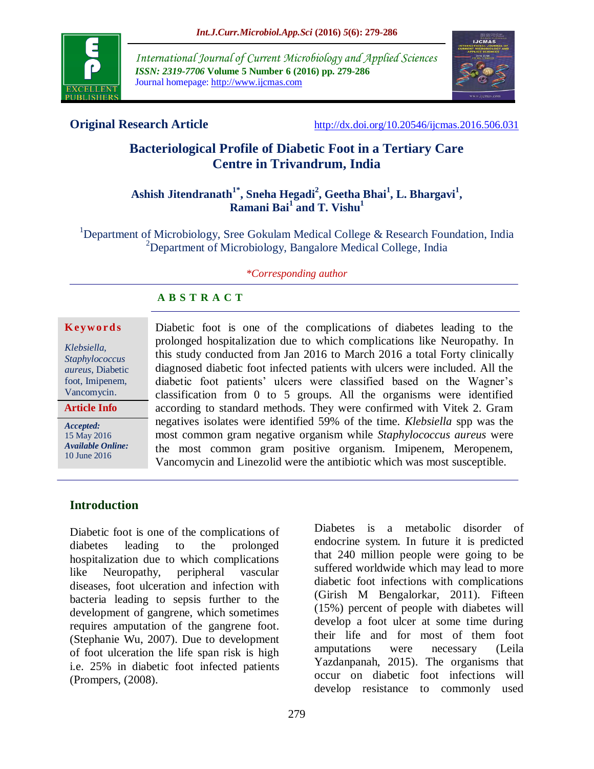**Original Research Article**

http://dx.doi.org/10.20546/ijcmas.2016.506.031

# Bacteriological Profile of Diabetic Foot in a Tertiary Care Centre in Trivandrum, India

**Ashish Jitendranath[1*], Sneha Hegadi[2], Geetha Bhai[1], L. Bhargavi[1], Ramani Bai[1] and T. Vishu[1]**

[1]Department of Microbiology, Sree Gokulam Medical College & Research Foundation, India
[2]Department of Microbiology, Bangalore Medical College, India

*\*Corresponding author*

**Keywords**

*Klebsiella*, *Staphylococcus aureus*, Diabetic foot, Imipenem, Vancomycin.

**Article Info**

*Accepted:* 15 May 2016
*Available Online:* 10 June 2016

## ABSTRACT

Diabetic foot is one of the complications of diabetes leading to the prolonged hospitalization due to which complications like Neuropathy. In this study conducted from Jan 2016 to March 2016 a total Forty clinically diagnosed diabetic foot infected patients with ulcers were included. All the diabetic foot patients' ulcers were classified based on the Wagner's classification from 0 to 5 groups. All the organisms were identified according to standard methods. They were confirmed with Vitek 2. Gram negatives isolates were identified 59% of the time. *Klebsiella* spp was the most common gram negative organism while *Staphylococcus aureus* were the most common gram positive organism. Imipenem, Meropenem, Vancomycin and Linezolid were the antibiotic which was most susceptible.

## Introduction

Diabetic foot is one of the complications of diabetes leading to the prolonged hospitalization due to which complications like Neuropathy, peripheral vascular diseases, foot ulceration and infection with bacteria leading to sepsis further to the development of gangrene, which sometimes requires amputation of the gangrene foot. (Stephanie Wu, 2007). Due to development of foot ulceration the life span risk is high i.e. 25% in diabetic foot infected patients (Prompers, (2008).

Diabetes is a metabolic disorder of endocrine system. In future it is predicted that 240 million people were going to be suffered worldwide which may lead to more diabetic foot infections with complications (Girish M Bengalorkar, 2011). Fifteen (15%) percent of people with diabetes will develop a foot ulcer at some time during their life and for most of them foot amputations were necessary (Leila Yazdanpanah, 2015). The organisms that occur on diabetic foot infections will develop resistance to commonly used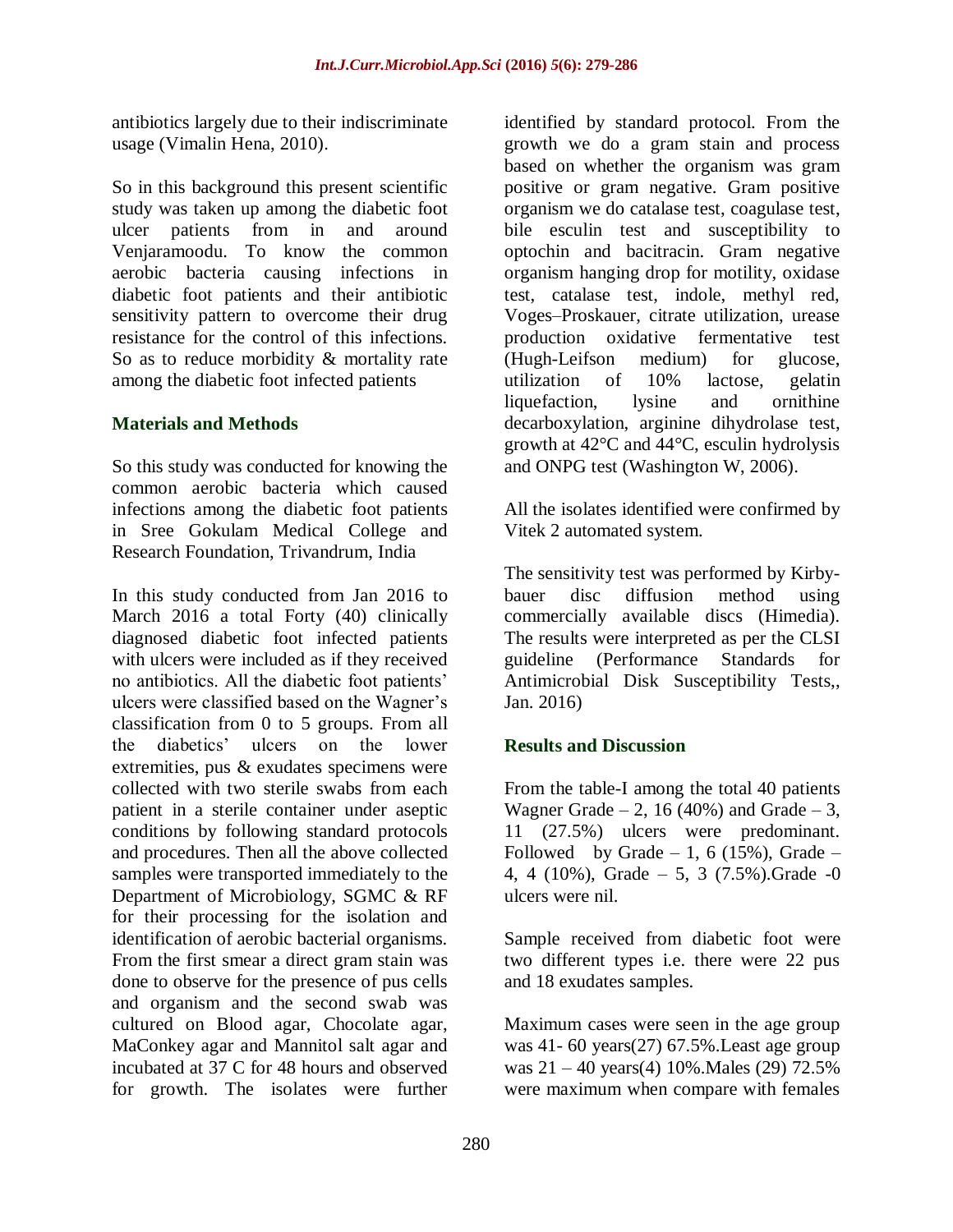antibiotics largely due to their indiscriminate usage (Vimalin Hena, 2010).

So in this background this present scientific study was taken up among the diabetic foot ulcer patients from in and around Venjaramoodu. To know the common aerobic bacteria causing infections in diabetic foot patients and their antibiotic sensitivity pattern to overcome their drug resistance for the control of this infections. So as to reduce morbidity & mortality rate among the diabetic foot infected patients

## Materials and Methods

So this study was conducted for knowing the common aerobic bacteria which caused infections among the diabetic foot patients in Sree Gokulam Medical College and Research Foundation, Trivandrum, India

In this study conducted from Jan 2016 to March 2016 a total Forty (40) clinically diagnosed diabetic foot infected patients with ulcers were included as if they received no antibiotics. All the diabetic foot patients' ulcers were classified based on the Wagner's classification from 0 to 5 groups. From all the diabetics' ulcers on the lower extremities, pus & exudates specimens were collected with two sterile swabs from each patient in a sterile container under aseptic conditions by following standard protocols and procedures. Then all the above collected samples were transported immediately to the Department of Microbiology, SGMC & RF for their processing for the isolation and identification of aerobic bacterial organisms. From the first smear a direct gram stain was done to observe for the presence of pus cells and organism and the second swab was cultured on Blood agar, Chocolate agar, MaConkey agar and Mannitol salt agar and incubated at 37 C for 48 hours and observed for growth. The isolates were further identified by standard protocol. From the growth we do a gram stain and process based on whether the organism was gram positive or gram negative. Gram positive organism we do catalase test, coagulase test, bile esculin test and susceptibility to optochin and bacitracin. Gram negative organism hanging drop for motility, oxidase test, catalase test, indole, methyl red, Voges–Proskauer, citrate utilization, urease production oxidative fermentative test (Hugh-Leifson medium) for glucose, utilization of 10% lactose, gelatin liquefaction, lysine and ornithine decarboxylation, arginine dihydrolase test, growth at 42°C and 44°C, esculin hydrolysis and ONPG test (Washington W, 2006).

All the isolates identified were confirmed by Vitek 2 automated system.

The sensitivity test was performed by Kirby-bauer disc diffusion method using commercially available discs (Himedia). The results were interpreted as per the CLSI guideline (Performance Standards for Antimicrobial Disk Susceptibility Tests,, Jan. 2016)

## Results and Discussion

From the table-I among the total 40 patients Wagner Grade – 2, 16 (40%) and Grade – 3, 11 (27.5%) ulcers were predominant. Followed by Grade – 1, 6 (15%), Grade – 4, 4 (10%), Grade – 5, 3 (7.5%).Grade -0 ulcers were nil.

Sample received from diabetic foot were two different types i.e. there were 22 pus and 18 exudates samples.

Maximum cases were seen in the age group was 41- 60 years(27) 67.5%.Least age group was 21 – 40 years(4) 10%.Males (29) 72.5% were maximum when compare with females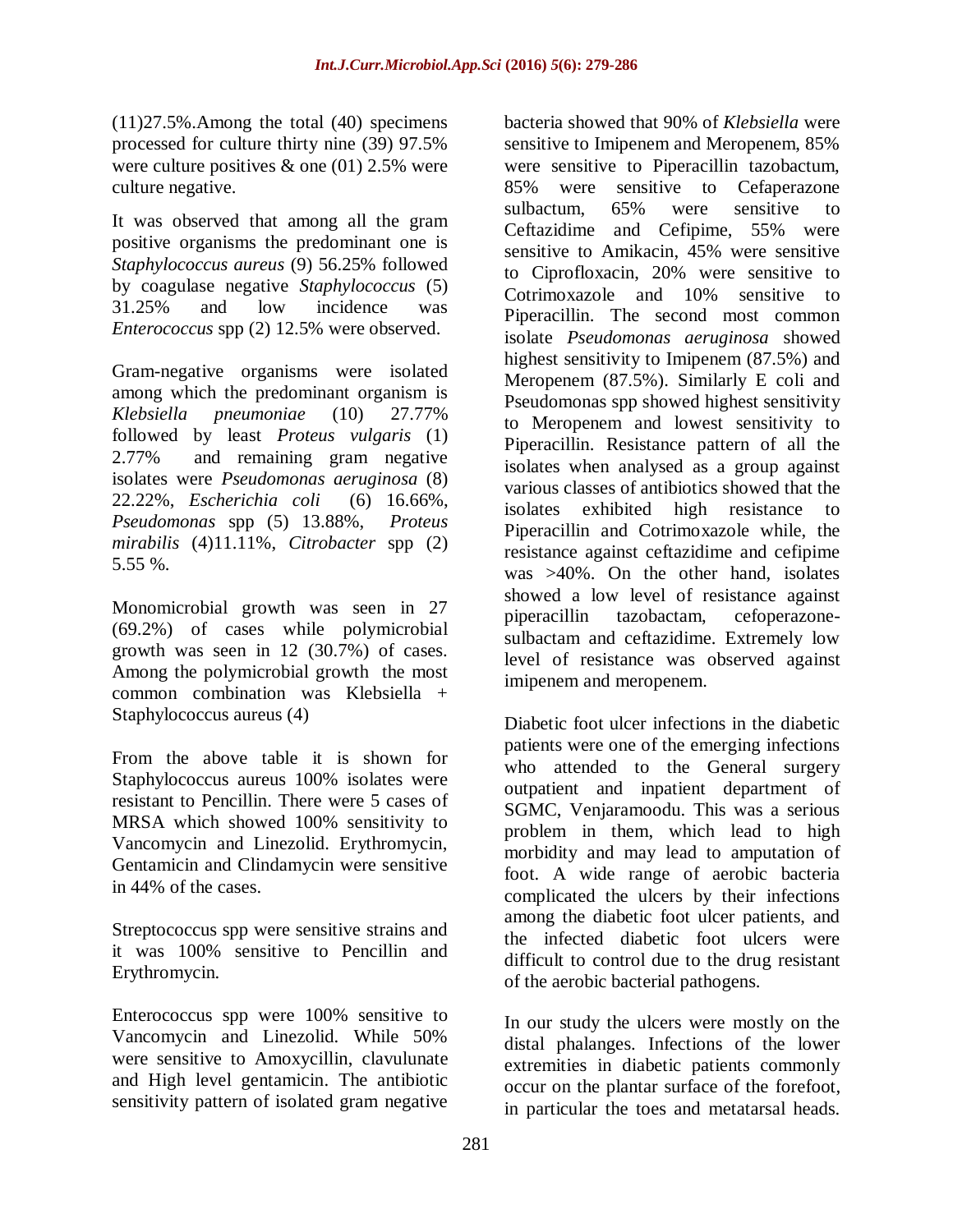(11)27.5%.Among the total (40) specimens processed for culture thirty nine (39) 97.5% were culture positives & one (01) 2.5% were culture negative.

It was observed that among all the gram positive organisms the predominant one is *Staphylococcus aureus* (9) 56.25% followed by coagulase negative *Staphylococcus* (5) 31.25% and low incidence was *Enterococcus* spp (2) 12.5% were observed.

Gram-negative organisms were isolated among which the predominant organism is *Klebsiella pneumoniae* (10) 27.77% followed by least *Proteus vulgaris* (1) 2.77% and remaining gram negative isolates were *Pseudomonas aeruginosa* (8) 22.22%, *Escherichia coli* (6) 16.66%, *Pseudomonas* spp (5) 13.88%, *Proteus mirabilis* (4)11.11%, *Citrobacter* spp (2) 5.55 %.

Monomicrobial growth was seen in 27 (69.2%) of cases while polymicrobial growth was seen in 12 (30.7%) of cases. Among the polymicrobial growth the most common combination was Klebsiella + Staphylococcus aureus (4)

From the above table it is shown for Staphylococcus aureus 100% isolates were resistant to Pencillin. There were 5 cases of MRSA which showed 100% sensitivity to Vancomycin and Linezolid. Erythromycin, Gentamicin and Clindamycin were sensitive in 44% of the cases.

Streptococcus spp were sensitive strains and it was 100% sensitive to Pencillin and Erythromycin.

Enterococcus spp were 100% sensitive to Vancomycin and Linezolid. While 50% were sensitive to Amoxycillin, clavulunate and High level gentamicin. The antibiotic sensitivity pattern of isolated gram negative bacteria showed that 90% of *Klebsiella* were sensitive to Imipenem and Meropenem, 85% were sensitive to Piperacillin tazobactum, 85% were sensitive to Cefaperazone sulbactum, 65% were sensitive to Ceftazidime and Cefipime, 55% were sensitive to Amikacin, 45% were sensitive to Ciprofloxacin, 20% were sensitive to Cotrimoxazole and 10% sensitive to Piperacillin. The second most common isolate *Pseudomonas aeruginosa* showed highest sensitivity to Imipenem (87.5%) and Meropenem (87.5%). Similarly E coli and Pseudomonas spp showed highest sensitivity to Meropenem and lowest sensitivity to Piperacillin. Resistance pattern of all the isolates when analysed as a group against various classes of antibiotics showed that the isolates exhibited high resistance to Piperacillin and Cotrimoxazole while, the resistance against ceftazidime and cefipime was >40%. On the other hand, isolates showed a low level of resistance against piperacillin tazobactam, cefoperazone-sulbactam and ceftazidime. Extremely low level of resistance was observed against imipenem and meropenem.

Diabetic foot ulcer infections in the diabetic patients were one of the emerging infections who attended to the General surgery outpatient and inpatient department of SGMC, Venjaramoodu. This was a serious problem in them, which lead to high morbidity and may lead to amputation of foot. A wide range of aerobic bacteria complicated the ulcers by their infections among the diabetic foot ulcer patients, and the infected diabetic foot ulcers were difficult to control due to the drug resistant of the aerobic bacterial pathogens.

In our study the ulcers were mostly on the distal phalanges. Infections of the lower extremities in diabetic patients commonly occur on the plantar surface of the forefoot, in particular the toes and metatarsal heads.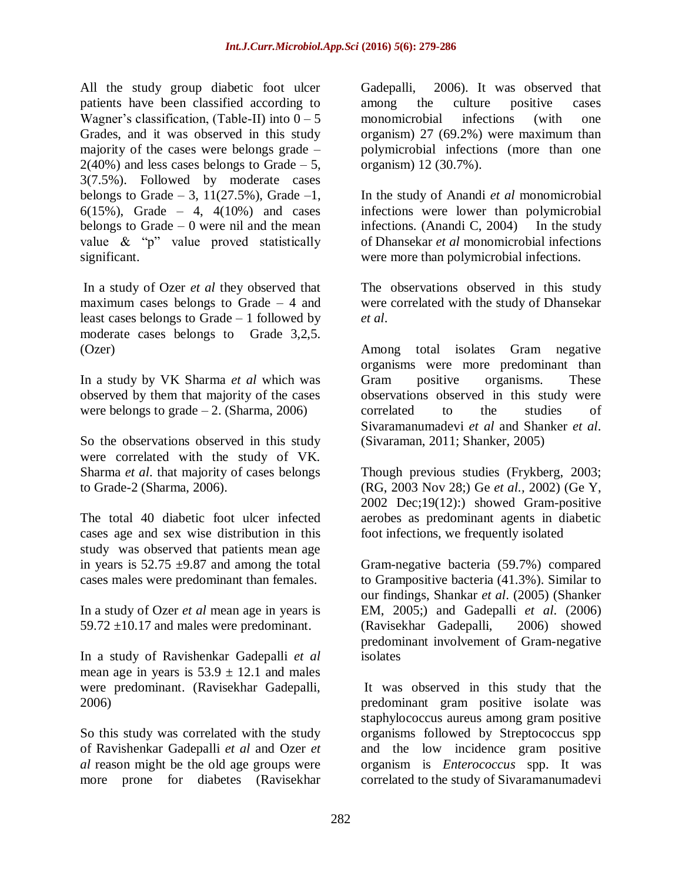All the study group diabetic foot ulcer patients have been classified according to Wagner's classification, (Table-II) into 0 – 5 Grades, and it was observed in this study majority of the cases were belongs grade – 2(40%) and less cases belongs to Grade – 5, 3(7.5%). Followed by moderate cases belongs to Grade – 3, 11(27.5%), Grade –1, 6(15%), Grade – 4, 4(10%) and cases belongs to Grade – 0 were nil and the mean value & "p" value proved statistically significant.

In a study of Ozer *et al* they observed that maximum cases belongs to Grade – 4 and least cases belongs to Grade – 1 followed by moderate cases belongs to Grade 3,2,5. (Ozer)

In a study by VK Sharma *et al* which was observed by them that majority of the cases were belongs to grade – 2. (Sharma, 2006)

So the observations observed in this study were correlated with the study of VK. Sharma *et al*. that majority of cases belongs to Grade-2 (Sharma, 2006).

The total 40 diabetic foot ulcer infected cases age and sex wise distribution in this study was observed that patients mean age in years is 52.75 ±9.87 and among the total cases males were predominant than females.

In a study of Ozer *et al* mean age in years is 59.72 ±10.17 and males were predominant.

In a study of Ravishenkar Gadepalli *et al* mean age in years is 53.9 ± 12.1 and males were predominant. (Ravisekhar Gadepalli, 2006)

So this study was correlated with the study of Ravishenkar Gadepalli *et al* and Ozer *et al* reason might be the old age groups were more prone for diabetes (Ravisekhar Gadepalli, 2006). It was observed that among the culture positive cases monomicrobial infections (with one organism) 27 (69.2%) were maximum than polymicrobial infections (more than one organism) 12 (30.7%).

In the study of Anandi *et al* monomicrobial infections were lower than polymicrobial infections. (Anandi C, 2004) In the study of Dhansekar *et al* monomicrobial infections were more than polymicrobial infections.

The observations observed in this study were correlated with the study of Dhansekar *et al*.

Among total isolates Gram negative organisms were more predominant than Gram positive organisms. These observations observed in this study were correlated to the studies of Sivaramanumadevi *et al* and Shanker *et al*. (Sivaraman, 2011; Shanker, 2005)

Though previous studies (Frykberg, 2003; (RG, 2003 Nov 28;) Ge *et al.*, 2002) (Ge Y, 2002 Dec;19(12):) showed Gram-positive aerobes as predominant agents in diabetic foot infections, we frequently isolated

Gram-negative bacteria (59.7%) compared to Grampositive bacteria (41.3%). Similar to our findings, Shankar *et al*. (2005) (Shanker EM, 2005;) and Gadepalli *et al*. (2006) (Ravisekhar Gadepalli, 2006) showed predominant involvement of Gram-negative isolates

It was observed in this study that the predominant gram positive isolate was staphylococcus aureus among gram positive organisms followed by Streptococcus spp and the low incidence gram positive organism is *Enterococcus* spp. It was correlated to the study of Sivaramanumadevi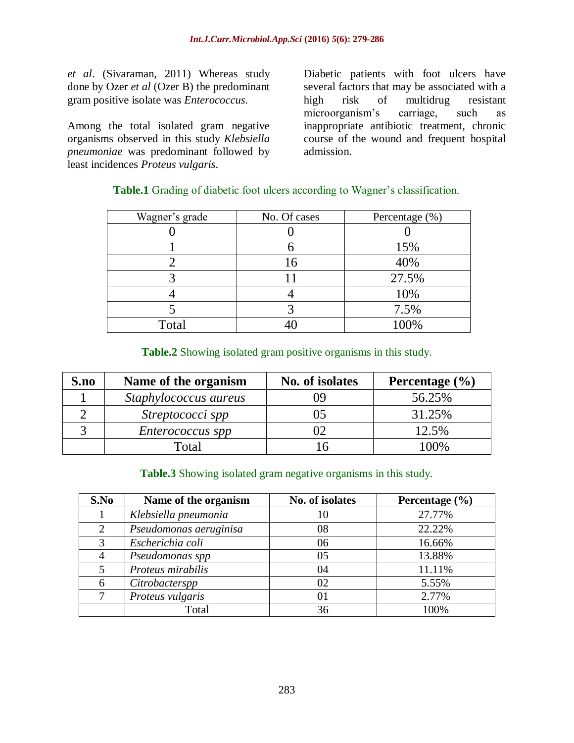*et al*. (Sivaraman, 2011) Whereas study done by Ozer *et al* (Ozer B) the predominant gram positive isolate was *Enterococcus*.

Among the total isolated gram negative organisms observed in this study *Klebsiella pneumoniae* was predominant followed by least incidences *Proteus vulgaris*.

Diabetic patients with foot ulcers have several factors that may be associated with a high risk of multidrug resistant microorganism's carriage, such as inappropriate antibiotic treatment, chronic course of the wound and frequent hospital admission.

**Table.1** Grading of diabetic foot ulcers according to Wagner's classification.

| Wagner's grade | No. Of cases | Percentage (%) |
|---|---|---|
| 0 | 0 | 0 |
| 1 | 6 | 15% |
| 2 | 16 | 40% |
| 3 | 11 | 27.5% |
| 4 | 4 | 10% |
| 5 | 3 | 7.5% |
| Total | 40 | 100% |

**Table.2** Showing isolated gram positive organisms in this study.

| S.no | Name of the organism | No. of isolates | Percentage (%) |
|---|---|---|---|
| 1 | *Staphylococcus aureus* | 09 | 56.25% |
| 2 | *Streptococci spp* | 05 | 31.25% |
| 3 | *Enterococcus spp* | 02 | 12.5% |
| | Total | 16 | 100% |

**Table.3** Showing isolated gram negative organisms in this study.

| S.No | Name of the organism | No. of isolates | Percentage (%) |
|---|---|---|---|
| 1 | *Klebsiella pneumonia* | 10 | 27.77% |
| 2 | *Pseudomonas aeruginisa* | 08 | 22.22% |
| 3 | *Escherichia coli* | 06 | 16.66% |
| 4 | *Pseudomonas spp* | 05 | 13.88% |
| 5 | *Proteus mirabilis* | 04 | 11.11% |
| 6 | *Citrobacterspp* | 02 | 5.55% |
| 7 | *Proteus vulgaris* | 01 | 2.77% |
| | Total | 36 | 100% |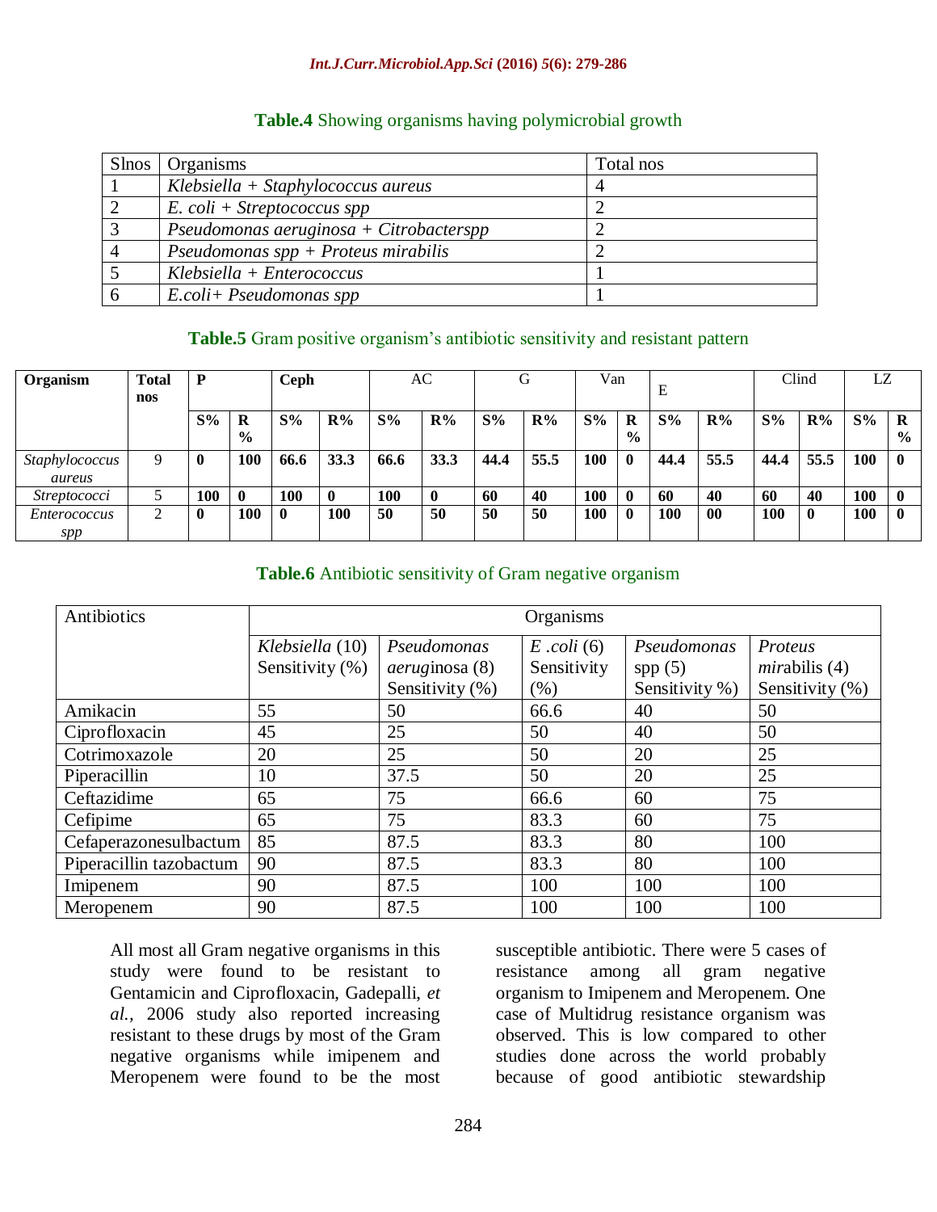**Table.4** Showing organisms having polymicrobial growth

| Slnos | Organisms | Total nos |
|---|---|---|
| 1 | *Klebsiella + Staphylococcus aureus* | 4 |
| 2 | *E. coli + Streptococcus spp* | 2 |
| 3 | *Pseudomonas aeruginosa + Citrobacterspp* | 2 |
| 4 | *Pseudomonas spp + Proteus mirabilis* | 2 |
| 5 | *Klebsiella + Enterococcus* | 1 |
| 6 | *E.coli+ Pseudomonas spp* | 1 |

**Table.5** Gram positive organism's antibiotic sensitivity and resistant pattern

| Organism | Total nos | P | | Ceph | | AC | | G | | Van | | E | | Clind | | LZ | |
|---|---|---|---|---|---|---|---|---|---|---|---|---|---|---|---|---|---|
| | | S% | R % | S% | R% | S% | R% | S% | R% | S% | R % | S% | R% | S% | R% | S% | R % |
| *Staphylococcus aureus* | 9 | 0 | 100 | 66.6 | 33.3 | 66.6 | 33.3 | 44.4 | 55.5 | 100 | 0 | 44.4 | 55.5 | 44.4 | 55.5 | 100 | 0 |
| *Streptococci* | 5 | 100 | 0 | 100 | 0 | 100 | 0 | 60 | 40 | 100 | 0 | 60 | 40 | 60 | 40 | 100 | 0 |
| *Enterococcus spp* | 2 | 0 | 100 | 0 | 100 | 50 | 50 | 50 | 50 | 100 | 0 | 100 | 00 | 100 | 0 | 100 | 0 |

**Table.6** Antibiotic sensitivity of Gram negative organism

| Antibiotics | Organisms | | | | |
|---|---|---|---|---|---|
| | *Klebsiella* (10) Sensitivity (%) | *Pseudomonas aeruginosa* (8) Sensitivity (%) | *E .coli* (6) Sensitivity (%) | *Pseudomonas* spp (5) Sensitivity %) | *Proteus mirabilis* (4) Sensitivity (%) |
| Amikacin | 55 | 50 | 66.6 | 40 | 50 |
| Ciprofloxacin | 45 | 25 | 50 | 40 | 50 |
| Cotrimoxazole | 20 | 25 | 50 | 20 | 25 |
| Piperacillin | 10 | 37.5 | 50 | 20 | 25 |
| Ceftazidime | 65 | 75 | 66.6 | 60 | 75 |
| Cefipime | 65 | 75 | 83.3 | 60 | 75 |
| Cefaperazonesulbactum | 85 | 87.5 | 83.3 | 80 | 100 |
| Piperacillin tazobactum | 90 | 87.5 | 83.3 | 80 | 100 |
| Imipenem | 90 | 87.5 | 100 | 100 | 100 |
| Meropenem | 90 | 87.5 | 100 | 100 | 100 |

All most all Gram negative organisms in this study were found to be resistant to Gentamicin and Ciprofloxacin, Gadepalli, *et al.*, 2006 study also reported increasing resistant to these drugs by most of the Gram negative organisms while imipenem and Meropenem were found to be the most susceptible antibiotic. There were 5 cases of resistance among all gram negative organism to Imipenem and Meropenem. One case of Multidrug resistance organism was observed. This is low compared to other studies done across the world probably because of good antibiotic stewardship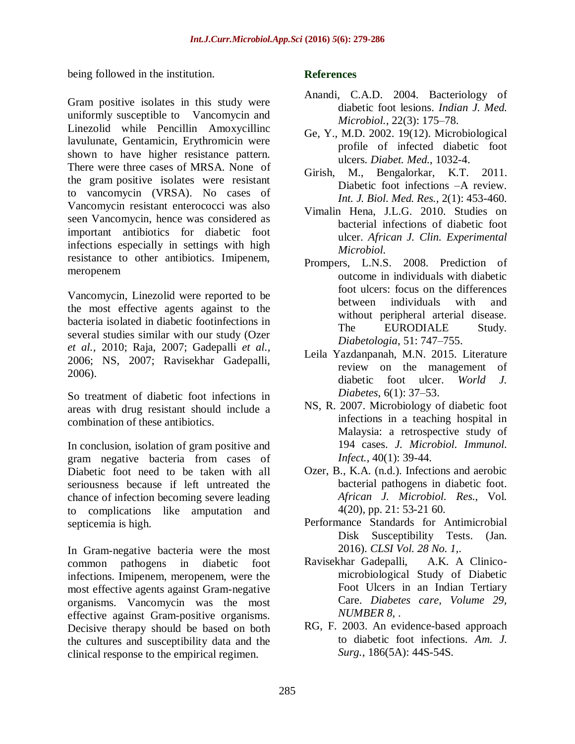being followed in the institution.

Gram positive isolates in this study were uniformly susceptible to Vancomycin and Linezolid while Pencillin Amoxycillinc lavulunate, Gentamicin, Erythromicin were shown to have higher resistance pattern. There were three cases of MRSA. None of the gram positive isolates were resistant to vancomycin (VRSA). No cases of Vancomycin resistant enterococci was also seen Vancomycin, hence was considered as important antibiotics for diabetic foot infections especially in settings with high resistance to other antibiotics. Imipenem, meropenem

Vancomycin, Linezolid were reported to be the most effective agents against to the bacteria isolated in diabetic footinfections in several studies similar with our study (Ozer *et al.*, 2010; Raja, 2007; Gadepalli *et al.*, 2006; NS, 2007; Ravisekhar Gadepalli, 2006).

So treatment of diabetic foot infections in areas with drug resistant should include a combination of these antibiotics.

In conclusion, isolation of gram positive and gram negative bacteria from cases of Diabetic foot need to be taken with all seriousness because if left untreated the chance of infection becoming severe leading to complications like amputation and septicemia is high.

In Gram-negative bacteria were the most common pathogens in diabetic foot infections. Imipenem, meropenem, were the most effective agents against Gram-negative organisms. Vancomycin was the most effective against Gram-positive organisms. Decisive therapy should be based on both the cultures and susceptibility data and the clinical response to the empirical regimen.

## References

Anandi, C.A.D. 2004. Bacteriology of diabetic foot lesions. *Indian J. Med. Microbiol.*, 22(3): 175–78.

Ge, Y., M.D. 2002. 19(12). Microbiological profile of infected diabetic foot ulcers. *Diabet. Med.*, 1032-4.

Girish, M., Bengalorkar, K.T. 2011. Diabetic foot infections –A review. *Int. J. Biol. Med. Res.*, 2(1): 453-460.

Vimalin Hena, J.L.G. 2010. Studies on bacterial infections of diabetic foot ulcer. *African J. Clin. Experimental Microbiol.*

Prompers, L.N.S. 2008. Prediction of outcome in individuals with diabetic foot ulcers: focus on the differences between individuals with and without peripheral arterial disease. The EURODIALE Study. *Diabetologia*, 51: 747–755.

Leila Yazdanpanah, M.N. 2015. Literature review on the management of diabetic foot ulcer. *World J. Diabetes*, 6(1): 37–53.

NS, R. 2007. Microbiology of diabetic foot infections in a teaching hospital in Malaysia: a retrospective study of 194 cases. *J. Microbiol. Immunol. Infect.*, 40(1): 39-44.

Ozer, B., K.A. (n.d.). Infections and aerobic bacterial pathogens in diabetic foot. *African J. Microbiol. Res.*, Vol. 4(20), pp. 21: 53-21 60.

Performance Standards for Antimicrobial Disk Susceptibility Tests. (Jan. 2016). *CLSI Vol. 28 No. 1,*.

Ravisekhar Gadepalli, A.K. A Clinico-microbiological Study of Diabetic Foot Ulcers in an Indian Tertiary Care. *Diabetes care, Volume 29, NUMBER 8,* .

RG, F. 2003. An evidence-based approach to diabetic foot infections. *Am. J. Surg.*, 186(5A): 44S-54S.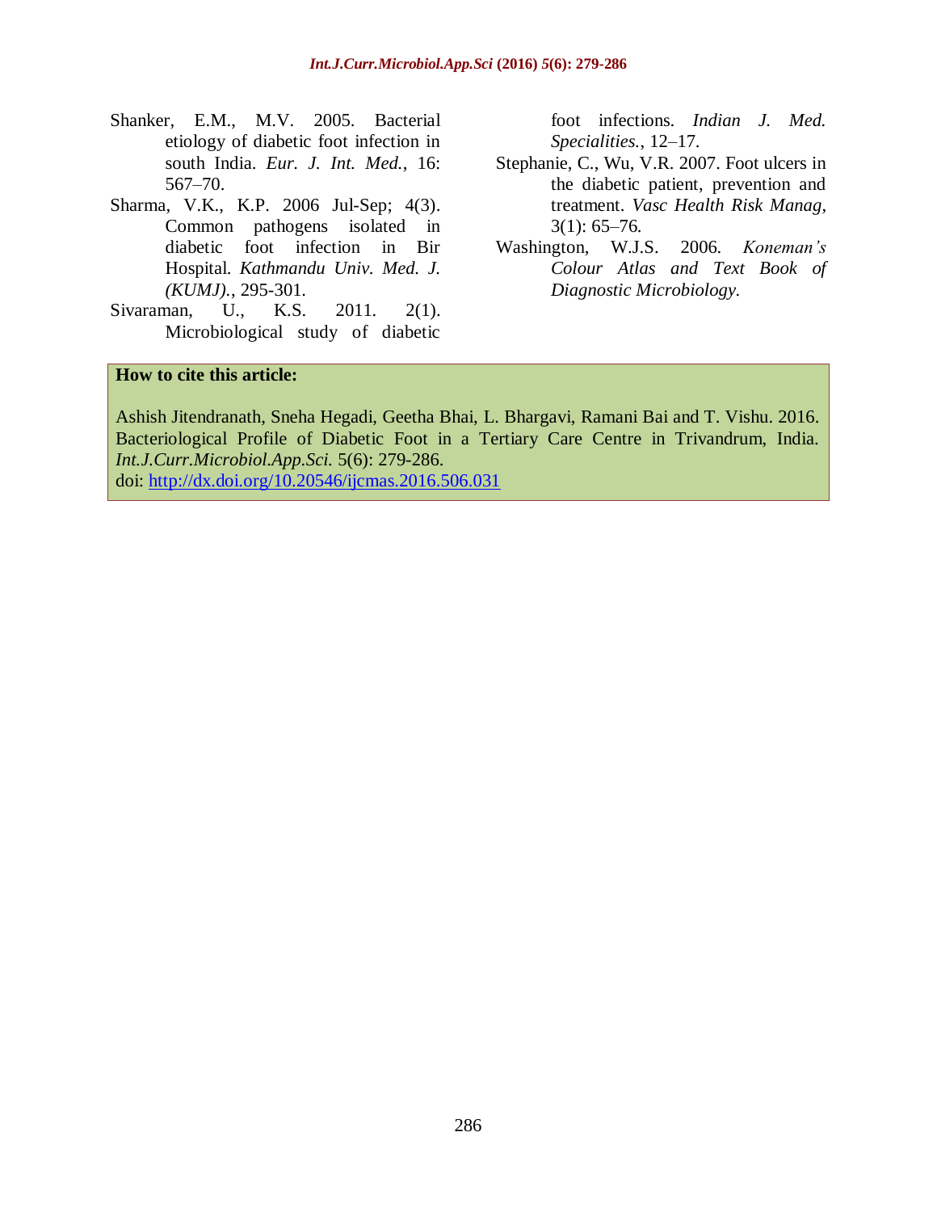Shanker, E.M., M.V. 2005. Bacterial etiology of diabetic foot infection in south India. *Eur. J. Int. Med.*, 16: 567–70.

Sharma, V.K., K.P. 2006 Jul-Sep; 4(3). Common pathogens isolated in diabetic foot infection in Bir Hospital. *Kathmandu Univ. Med. J. (KUMJ).*, 295-301.

Sivaraman, U., K.S. 2011. 2(1). Microbiological study of diabetic foot infections. *Indian J. Med. Specialities.*, 12–17.

Stephanie, C., Wu, V.R. 2007. Foot ulcers in the diabetic patient, prevention and treatment. *Vasc Health Risk Manag*, 3(1): 65–76.

Washington, W.J.S. 2006. *Koneman's Colour Atlas and Text Book of Diagnostic Microbiology.*

**How to cite this article:**

Ashish Jitendranath, Sneha Hegadi, Geetha Bhai, L. Bhargavi, Ramani Bai and T. Vishu. 2016. Bacteriological Profile of Diabetic Foot in a Tertiary Care Centre in Trivandrum, India. *Int.J.Curr.Microbiol.App.Sci.* 5(6): 279-286.
doi: http://dx.doi.org/10.20546/ijcmas.2016.506.031